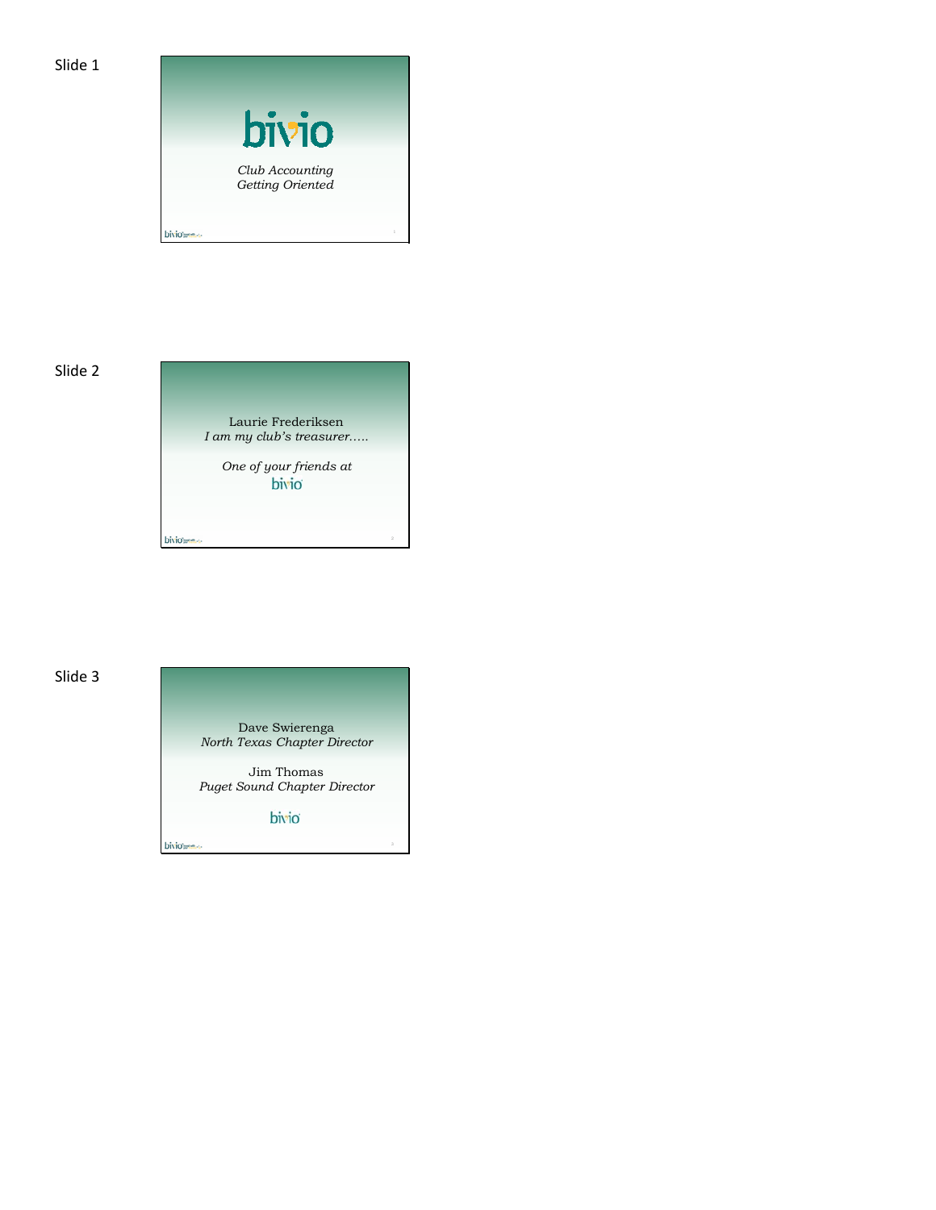Slide 1

bivio

*Club Accounting*
*Getting Oriented*

Slide 2

Laurie Frederiksen
*I am my club's treasurer…..*

*One of your friends at*
bivio

Slide 3

Dave Swierenga
*North Texas Chapter Director*

Jim Thomas
*Puget Sound Chapter Director*

bivio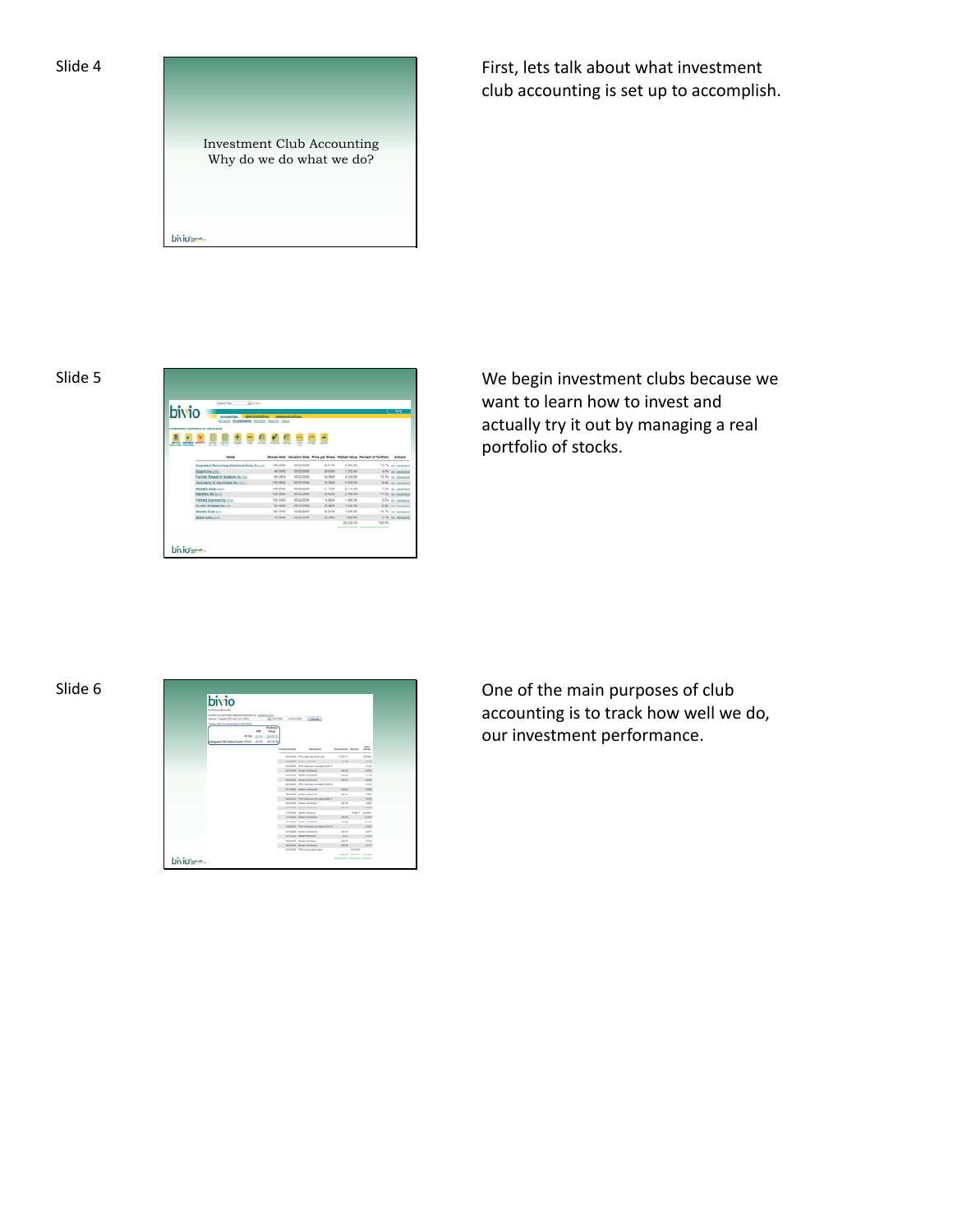Slide 4

Investment Club Accounting
Why do we do what we do?

First, lets talk about what investment club accounting is set up to accomplish.

Slide 5

We begin investment clubs because we want to learn how to invest and actually try it out by managing a real portfolio of stocks.

Slide 6

One of the main purposes of club accounting is to track how well we do, our investment performance.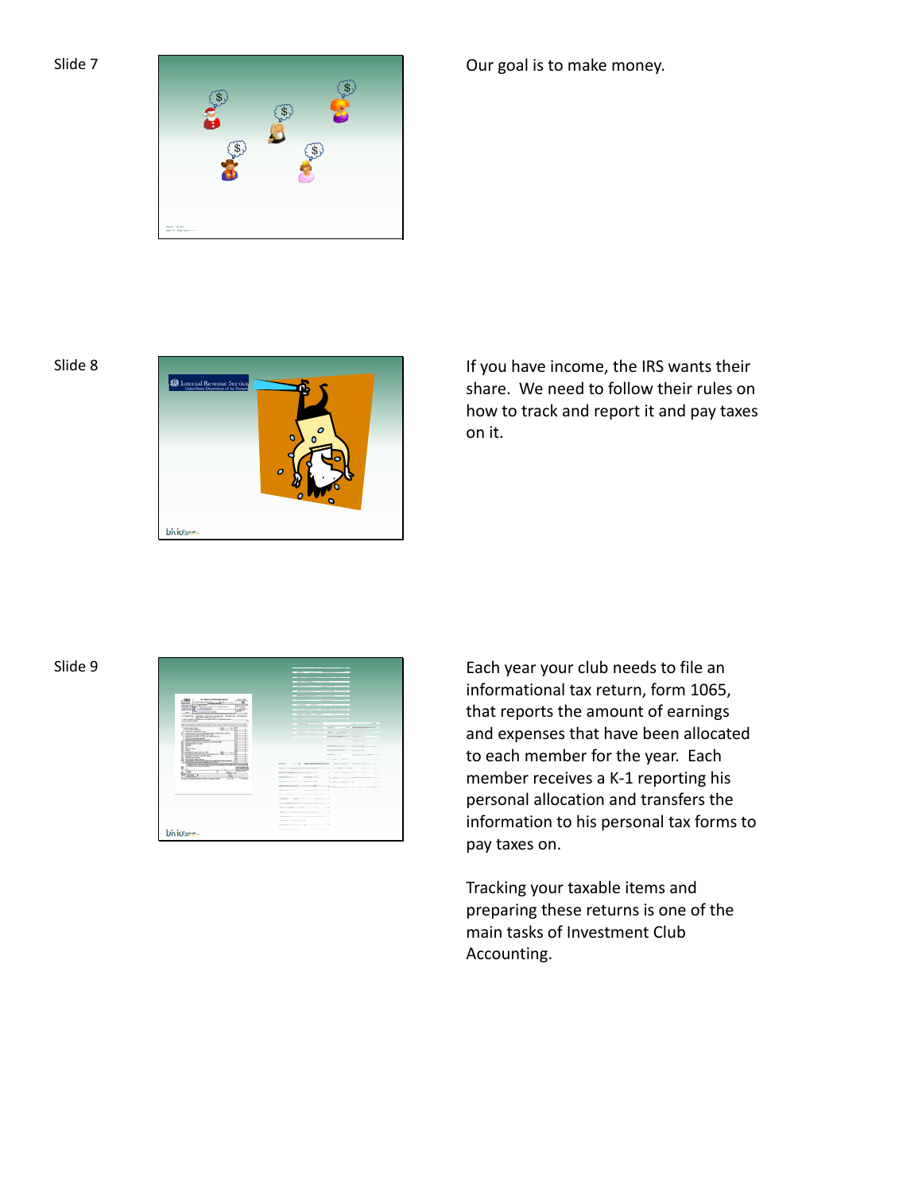Slide 7

Our goal is to make money.

Slide 8

If you have income, the IRS wants their share. We need to follow their rules on how to track and report it and pay taxes on it.

Slide 9

Each year your club needs to file an informational tax return, form 1065, that reports the amount of earnings and expenses that have been allocated to each member for the year. Each member receives a K-1 reporting his personal allocation and transfers the information to his personal tax forms to pay taxes on.

Tracking your taxable items and preparing these returns is one of the main tasks of Investment Club Accounting.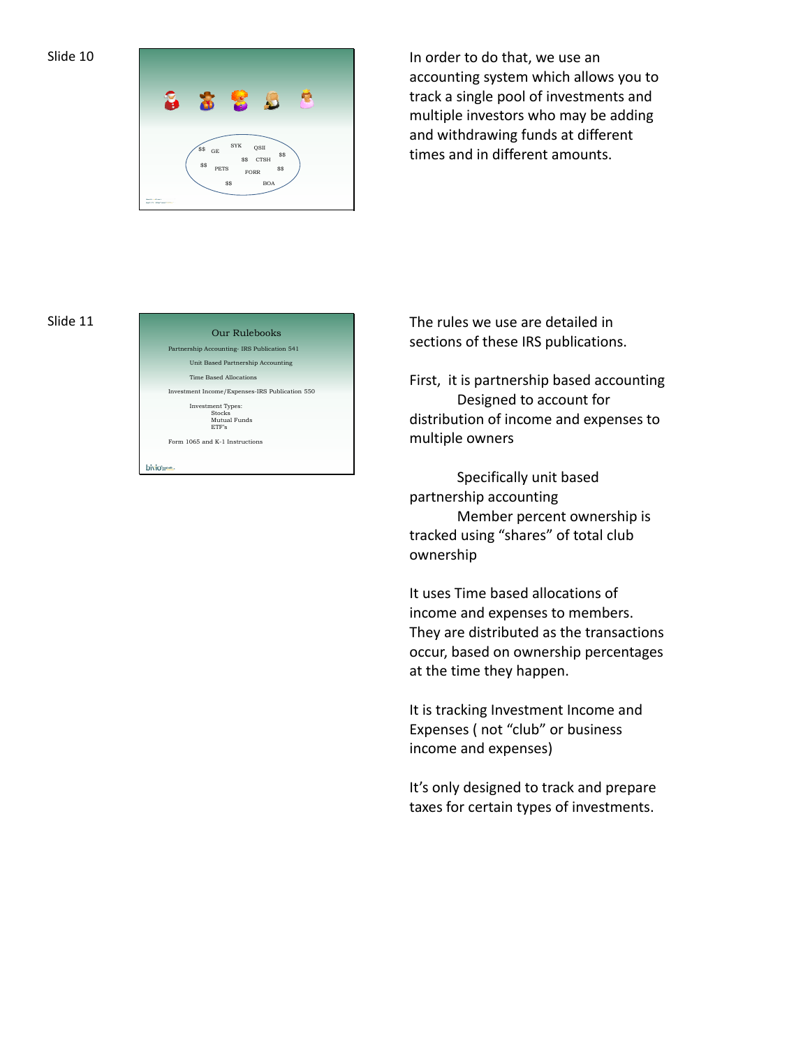Slide 10

SYK QSII
$$ GE $$
$$ CTSH
$$ PETS FORR $$
$$ BOA

In order to do that, we use an accounting system which allows you to track a single pool of investments and multiple investors who may be adding and withdrawing funds at different times and in different amounts.

Slide 11

Our Rulebooks

Partnership Accounting- IRS Publication 541

Unit Based Partnership Accounting

Time Based Allocations

Investment Income/Expenses-IRS Publication 550

Investment Types:
Stocks
Mutual Funds
ETF's

Form 1065 and K-1 Instructions

The rules we use are detailed in sections of these IRS publications.

First, it is partnership based accounting
Designed to account for distribution of income and expenses to multiple owners

Specifically unit based partnership accounting
Member percent ownership is tracked using "shares" of total club ownership

It uses Time based allocations of income and expenses to members. They are distributed as the transactions occur, based on ownership percentages at the time they happen.

It is tracking Investment Income and Expenses ( not "club" or business income and expenses)

It's only designed to track and prepare taxes for certain types of investments.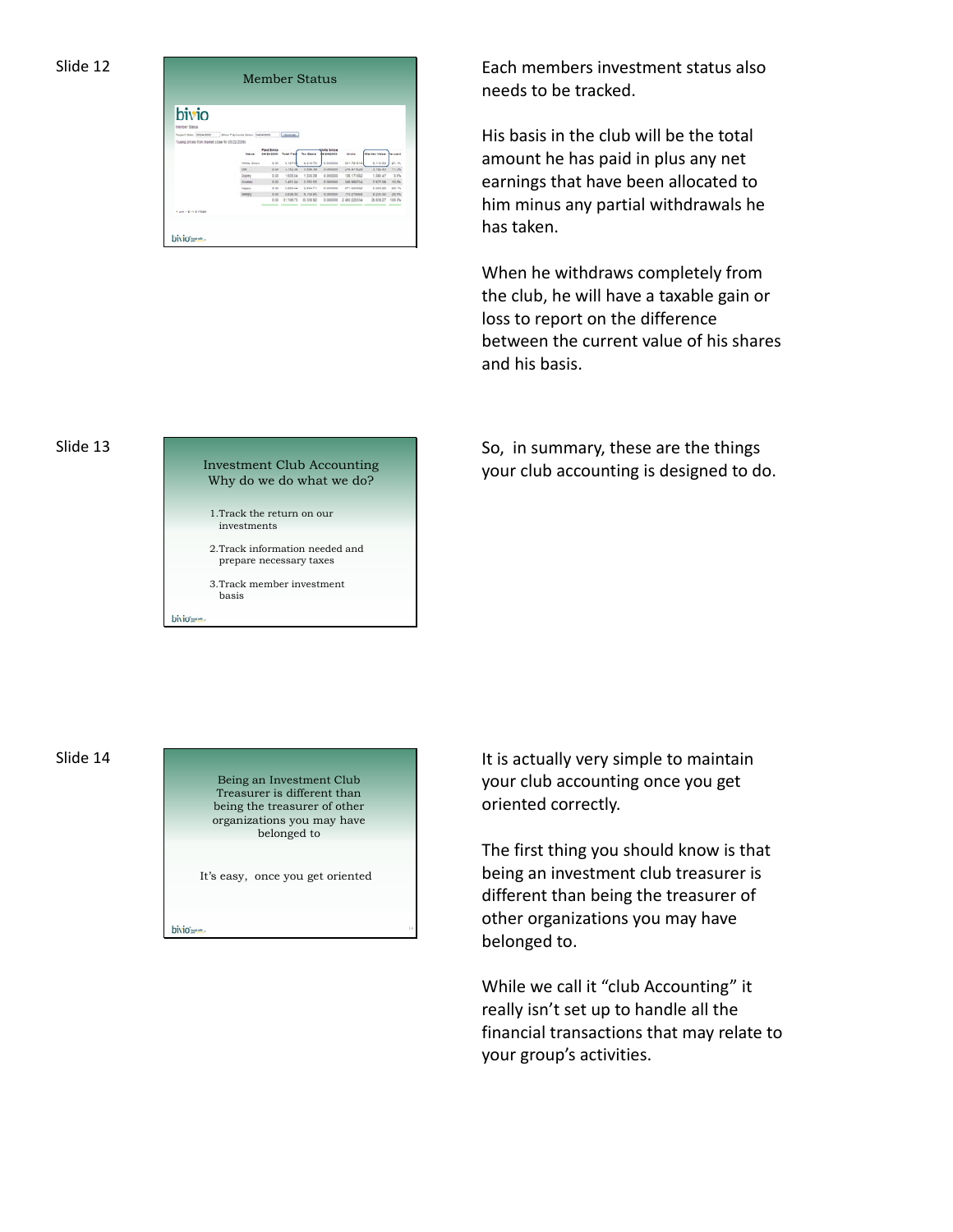Slide 12

**Member Status**

Each members investment status also needs to be tracked.

His basis in the club will be the total amount he has paid in plus any net earnings that have been allocated to him minus any partial withdrawals he has taken.

When he withdraws completely from the club, he will have a taxable gain or loss to report on the difference between the current value of his shares and his basis.

Slide 13

**Investment Club Accounting**
**Why do we do what we do?**

1. Track the return on our investments
2. Track information needed and prepare necessary taxes
3. Track member investment basis

So, in summary, these are the things your club accounting is designed to do.

Slide 14

Being an Investment Club Treasurer is different than being the treasurer of other organizations you may have belonged to

It's easy, once you get oriented

It is actually very simple to maintain your club accounting once you get oriented correctly.

The first thing you should know is that being an investment club treasurer is different than being the treasurer of other organizations you may have belonged to.

While we call it "club Accounting" it really isn't set up to handle all the financial transactions that may relate to your group's activities.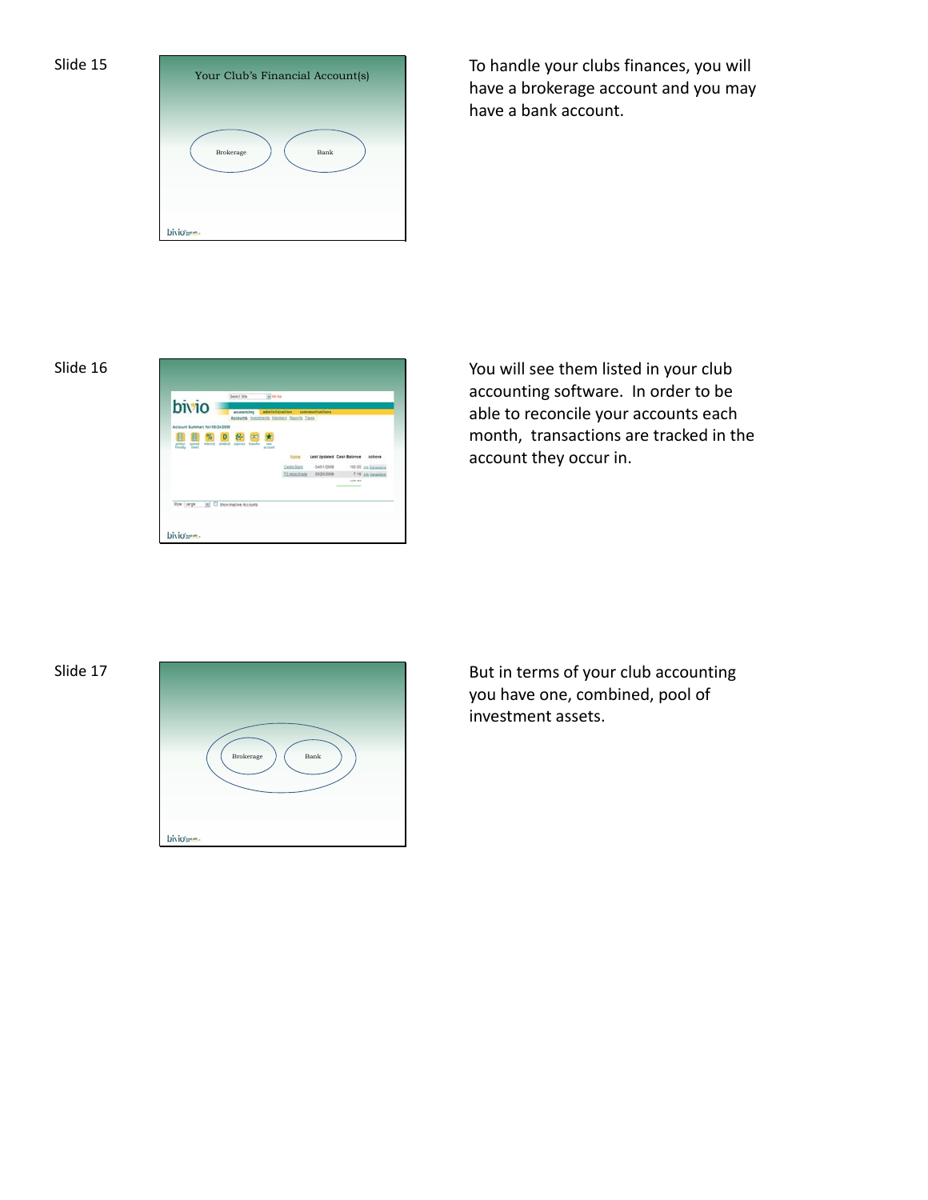Slide 15

Your Club's Financial Account(s)

Brokerage

Bank

To handle your clubs finances, you will have a brokerage account and you may have a bank account.

Slide 16

You will see them listed in your club accounting software. In order to be able to reconcile your accounts each month, transactions are tracked in the account they occur in.

Slide 17

Brokerage

Bank

But in terms of your club accounting you have one, combined, pool of investment assets.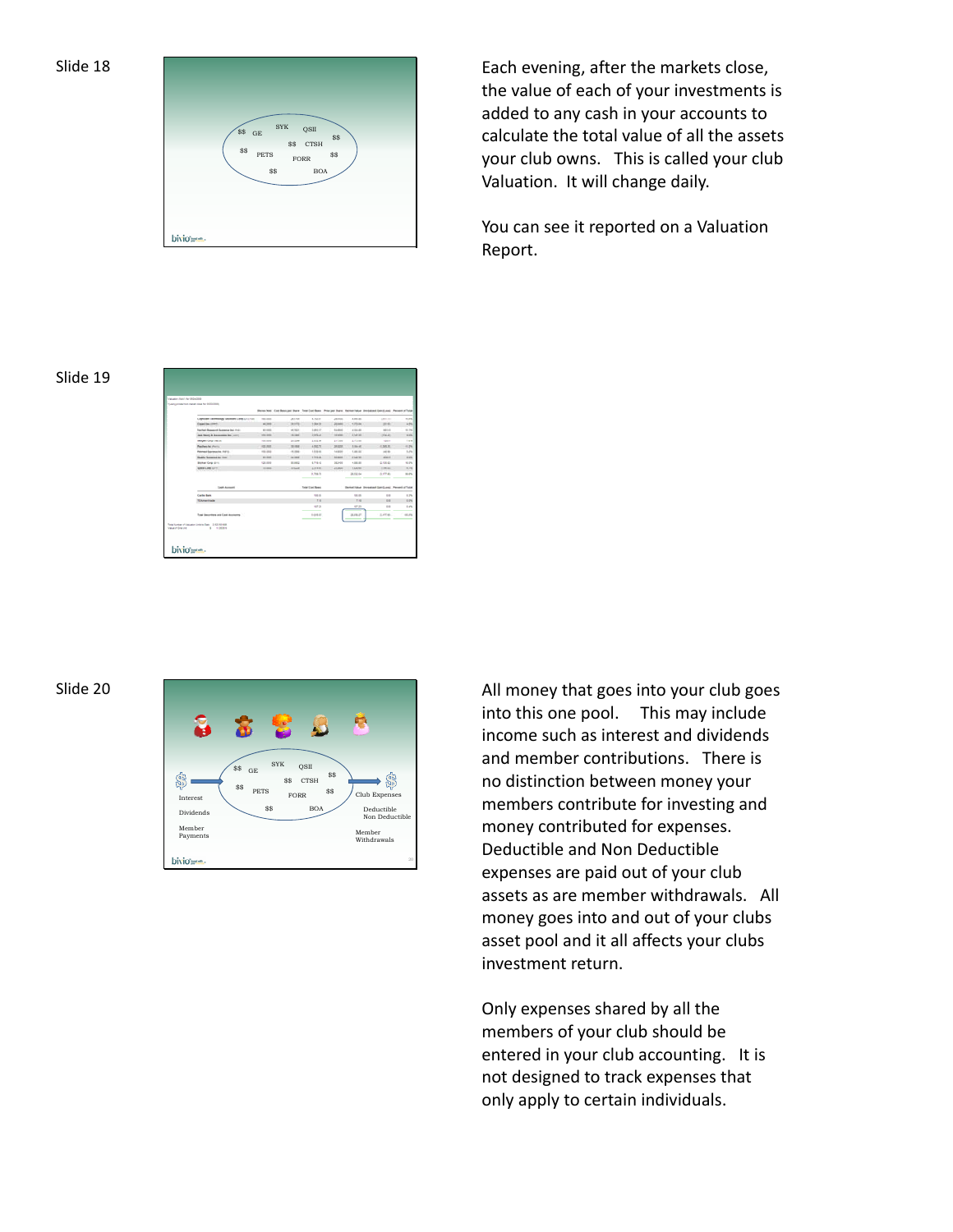Slide 18

Each evening, after the markets close, the value of each of your investments is added to any cash in your accounts to calculate the total value of all the assets your club owns. This is called your club Valuation. It will change daily.

You can see it reported on a Valuation Report.

Slide 19

Slide 20

All money that goes into your club goes into this one pool. This may include income such as interest and dividends and member contributions. There is no distinction between money your members contribute for investing and money contributed for expenses. Deductible and Non Deductible expenses are paid out of your club assets as are member withdrawals. All money goes into and out of your clubs asset pool and it all affects your clubs investment return.

Only expenses shared by all the members of your club should be entered in your club accounting. It is not designed to track expenses that only apply to certain individuals.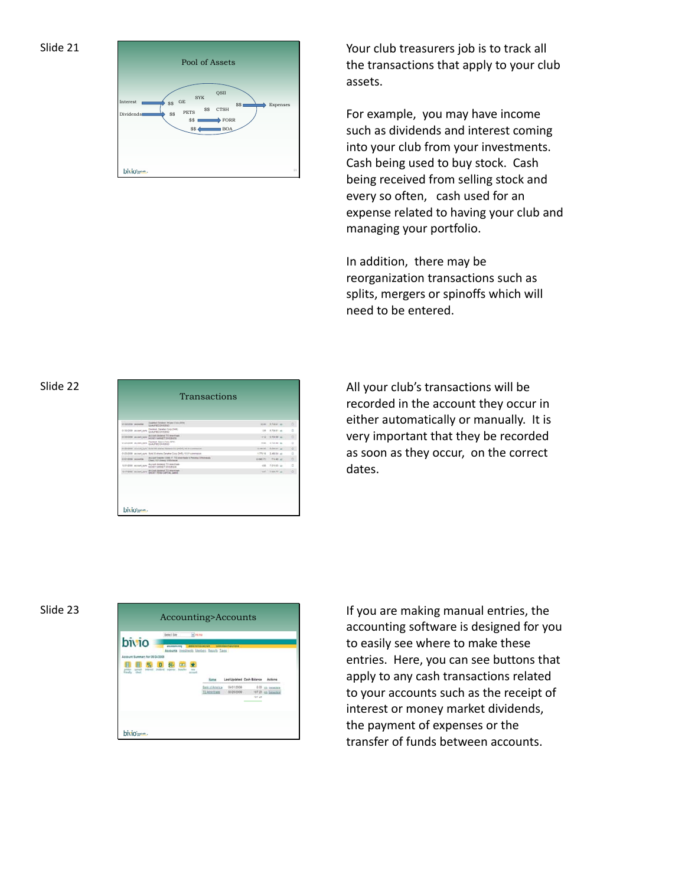Slide 21

Pool of Assets

Your club treasurers job is to track all the transactions that apply to your club assets.

For example, you may have income such as dividends and interest coming into your club from your investments. Cash being used to buy stock. Cash being received from selling stock and every so often, cash used for an expense related to having your club and managing your portfolio.

In addition, there may be reorganization transactions such as splits, mergers or spinoffs which will need to be entered.

Slide 22

Transactions

All your club's transactions will be recorded in the account they occur in either automatically or manually. It is very important that they be recorded as soon as they occur, on the correct dates.

Slide 23

Accounting>Accounts

If you are making manual entries, the accounting software is designed for you to easily see where to make these entries. Here, you can see buttons that apply to any cash transactions related to your accounts such as the receipt of interest or money market dividends, the payment of expenses or the transfer of funds between accounts.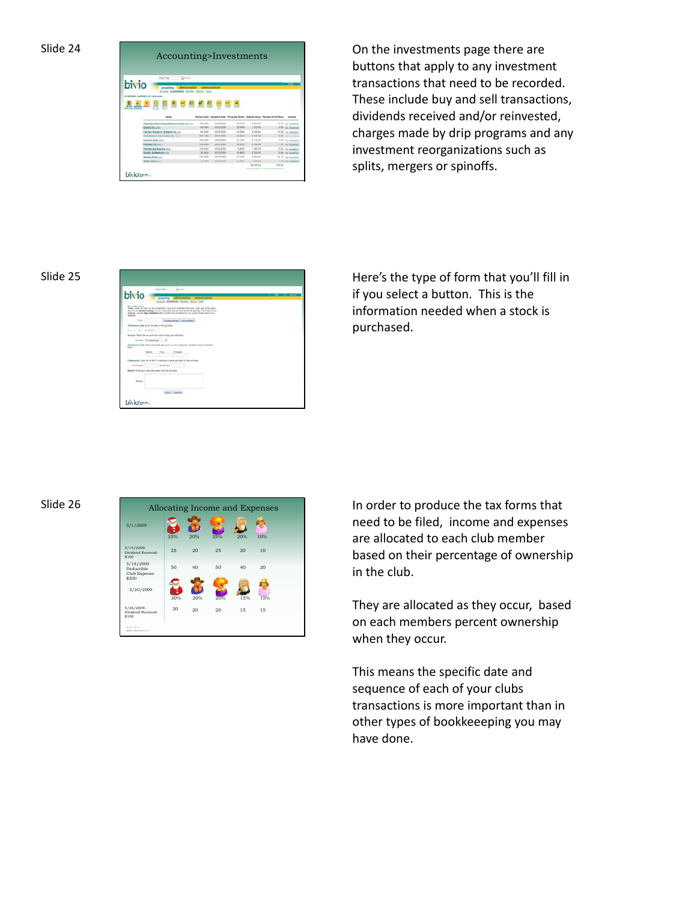Slide 24

On the investments page there are buttons that apply to any investment transactions that need to be recorded. These include buy and sell transactions, dividends received and/or reinvested, charges made by drip programs and any investment reorganizations such as splits, mergers or spinoffs.

Slide 25

Here's the type of form that you'll fill in if you select a button. This is the information needed when a stock is purchased.

Slide 26

In order to produce the tax forms that need to be filed, income and expenses are allocated to each club member based on their percentage of ownership in the club.

They are allocated as they occur, based on each members percent ownership when they occur.

This means the specific date and sequence of each of your clubs transactions is more important than in other types of bookkeeping you may have done.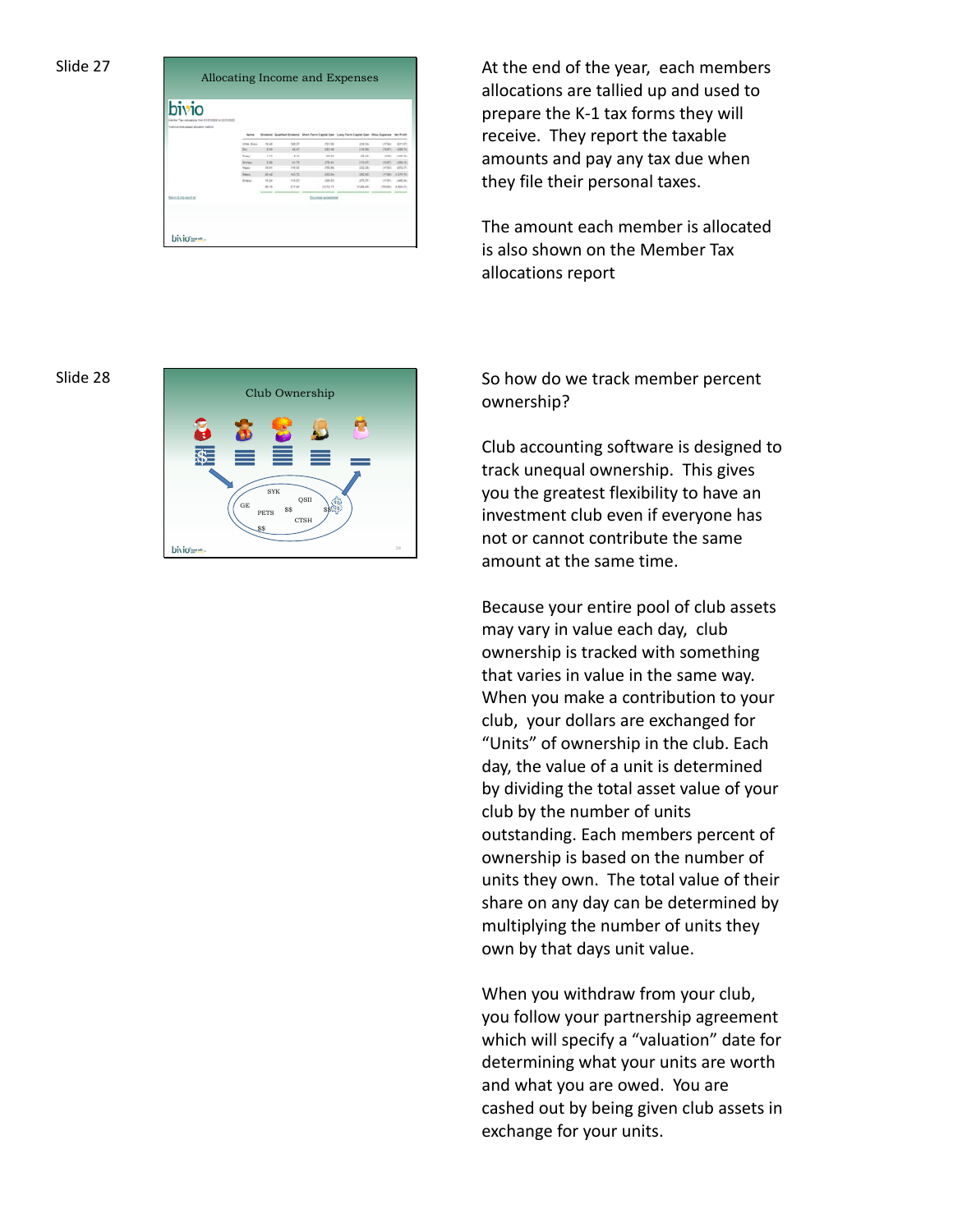Slide 27

Allocating Income and Expenses

At the end of the year, each members allocations are tallied up and used to prepare the K-1 tax forms they will receive. They report the taxable amounts and pay any tax due when they file their personal taxes.

The amount each member is allocated is also shown on the Member Tax allocations report

Slide 28

Club Ownership

So how do we track member percent ownership?

Club accounting software is designed to track unequal ownership. This gives you the greatest flexibility to have an investment club even if everyone has not or cannot contribute the same amount at the same time.

Because your entire pool of club assets may vary in value each day, club ownership is tracked with something that varies in value in the same way. When you make a contribution to your club, your dollars are exchanged for "Units" of ownership in the club. Each day, the value of a unit is determined by dividing the total asset value of your club by the number of units outstanding. Each members percent of ownership is based on the number of units they own. The total value of their share on any day can be determined by multiplying the number of units they own by that days unit value.

When you withdraw from your club, you follow your partnership agreement which will specify a "valuation" date for determining what your units are worth and what you are owed. You are cashed out by being given club assets in exchange for your units.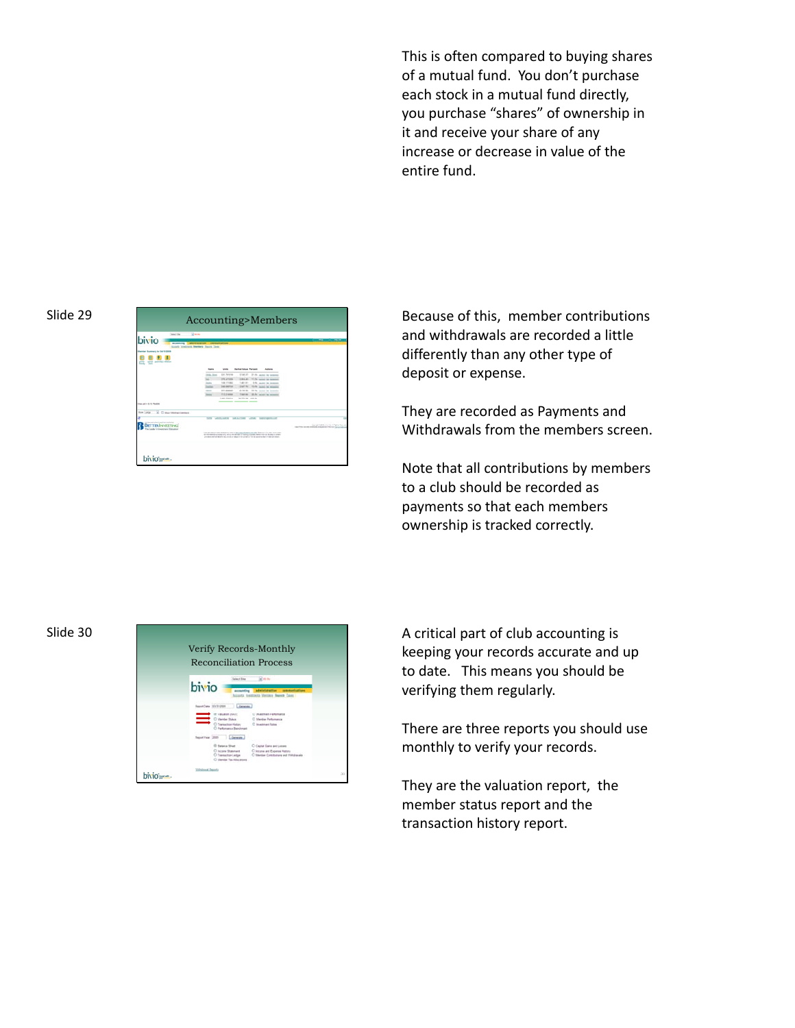This is often compared to buying shares of a mutual fund. You don't purchase each stock in a mutual fund directly, you purchase "shares" of ownership in it and receive your share of any increase or decrease in value of the entire fund.

Slide 29

Accounting>Members

Because of this, member contributions and withdrawals are recorded a little differently than any other type of deposit or expense.

They are recorded as Payments and Withdrawals from the members screen.

Note that all contributions by members to a club should be recorded as payments so that each members ownership is tracked correctly.

Slide 30

Verify Records-Monthly Reconciliation Process

A critical part of club accounting is keeping your records accurate and up to date. This means you should be verifying them regularly.

There are three reports you should use monthly to verify your records.

They are the valuation report, the member status report and the transaction history report.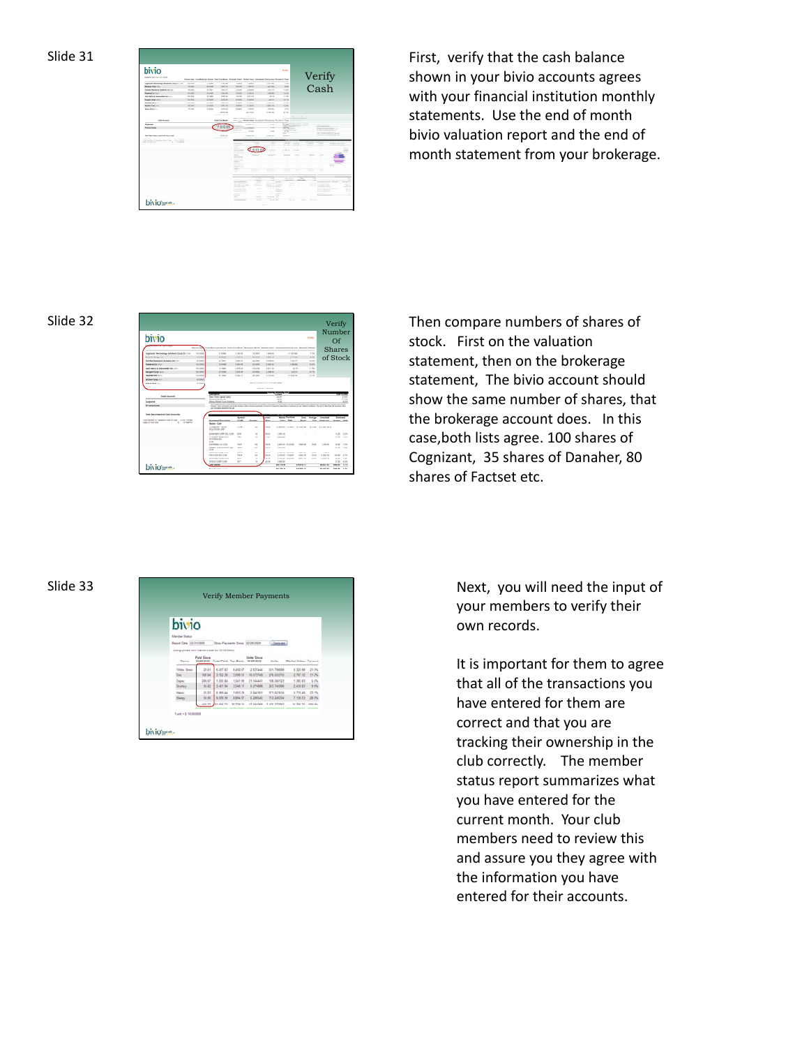Slide 31

Verify Cash

First, verify that the cash balance shown in your bivio accounts agrees with your financial institution monthly statements. Use the end of month bivio valuation report and the end of month statement from your brokerage.

Slide 32

Verify Number Of Shares of Stock

Then compare numbers of shares of stock. First on the valuation statement, then on the brokerage statement, The bivio account should show the same number of shares, that the brokerage account does. In this case,both lists agree. 100 shares of Cognizant, 35 shares of Danaher, 80 shares of Factset etc.

Slide 33

Verify Member Payments

Next, you will need the input of your members to verify their own records.

It is important for them to agree that all of the transactions you have entered for them are correct and that you are tracking their ownership in the club correctly. The member status report summarizes what you have entered for the current month. Your club members need to review this and assure you they agree with the information you have entered for their accounts.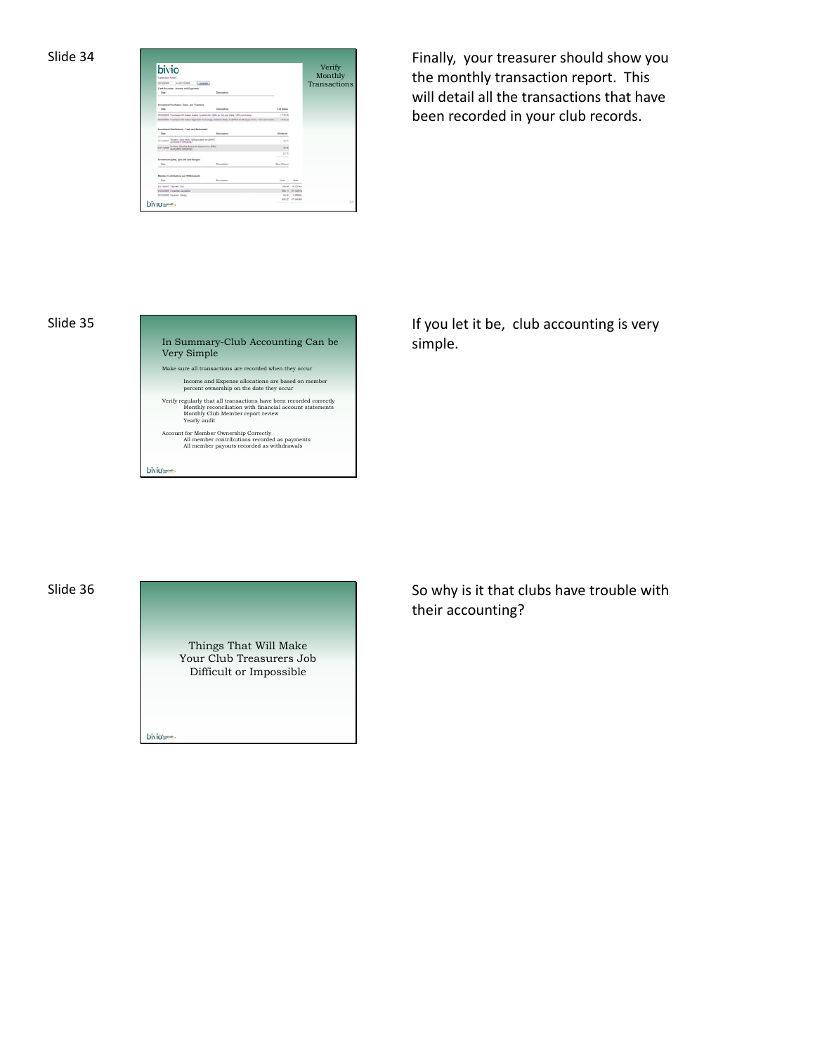Slide 34

Verify Monthly Transactions

Finally, your treasurer should show you the monthly transaction report. This will detail all the transactions that have been recorded in your club records.

Slide 35

In Summary-Club Accounting Can be Very Simple

Make sure all transactions are recorded when they occur

- Income and Expense allocations are based on member percent ownership on the date they occur

Verify regularly that all transactions have been recorded correctly

- Monthly reconciliation with financial account statements
- Monthly Club Member report review
- Yearly audit

Account for Member Ownership Correctly

- All member contributions recorded as payments
- All member payouts recorded as withdrawals

If you let it be, club accounting is very simple.

Slide 36

Things That Will Make Your Club Treasurers Job Difficult or Impossible

So why is it that clubs have trouble with their accounting?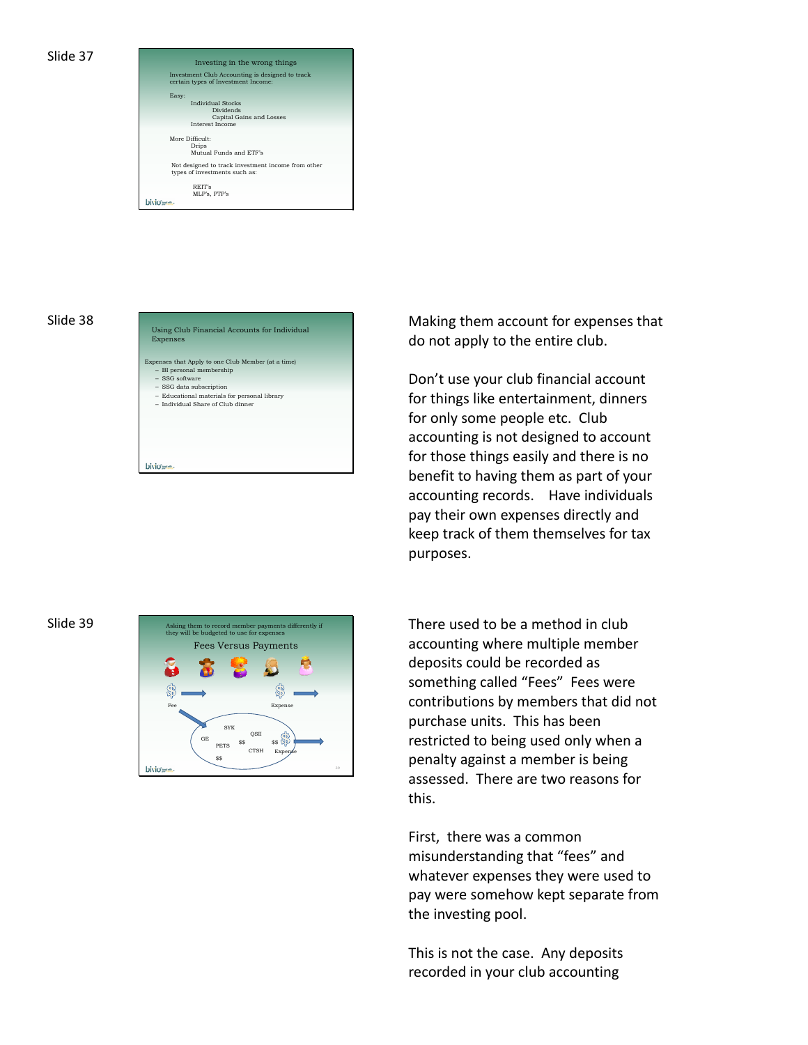Slide 37

Investing in the wrong things

Investment Club Accounting is designed to track certain types of Investment Income:

Easy:
- Individual Stocks
  - Dividends
  - Capital Gains and Losses
- Interest Income

More Difficult:
- Drips
- Mutual Funds and ETF's

Not designed to track investment income from other types of investments such as:

- REIT's
- MLP's, PTP's

Slide 38

Using Club Financial Accounts for Individual Expenses

Expenses that Apply to one Club Member (at a time)
- BI personal membership
- SSG software
- SSG data subscription
- Educational materials for personal library
- Individual Share of Club dinner

Making them account for expenses that do not apply to the entire club.

Don't use your club financial account for things like entertainment, dinners for only some people etc. Club accounting is not designed to account for those things easily and there is no benefit to having them as part of your accounting records. Have individuals pay their own expenses directly and keep track of them themselves for tax purposes.

Slide 39

Asking them to record member payments differently if they will be budgeted to use for expenses

Fees Versus Payments

Fee — Expense — GE, SYK, QSII, PETS, CTSH, $$ — Expense

There used to be a method in club accounting where multiple member deposits could be recorded as something called "Fees" Fees were contributions by members that did not purchase units. This has been restricted to being used only when a penalty against a member is being assessed. There are two reasons for this.

First, there was a common misunderstanding that "fees" and whatever expenses they were used to pay were somehow kept separate from the investing pool.

This is not the case. Any deposits recorded in your club accounting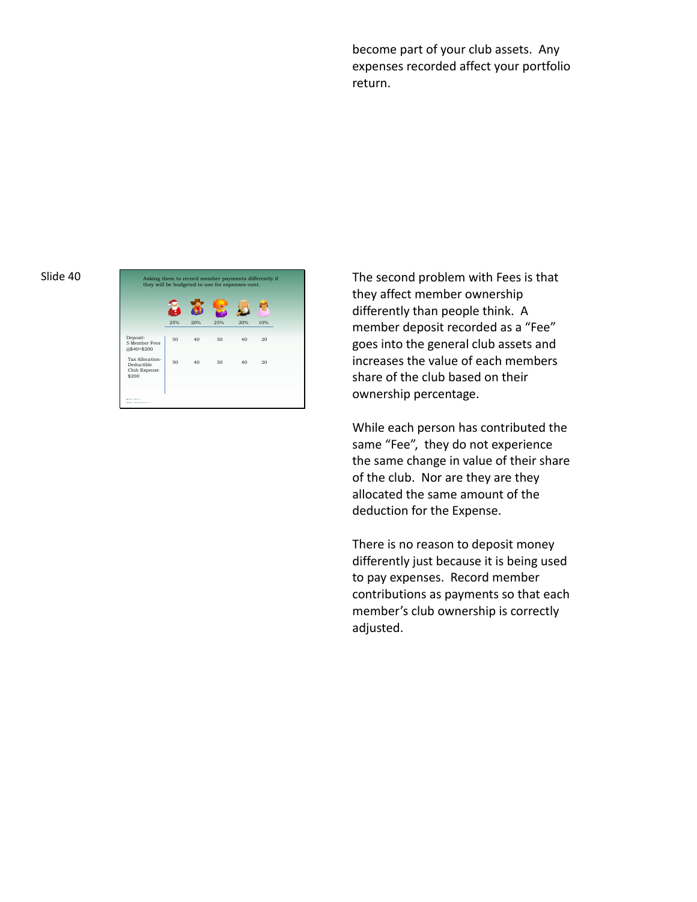become part of your club assets. Any expenses recorded affect your portfolio return.

Slide 40

Asking them to record member payments differently if they will be budgeted to use for expenses-cont.

| | 25% | 20% | 25% | 20% | 10% |
|---|---|---|---|---|---|
| Deposit- 5 Member Fees @$40=$200 | 50 | 40 | 50 | 40 | 20 |
| Tax Allocation- Deductible Club Expense $200 | 50 | 40 | 50 | 40 | 20 |

The second problem with Fees is that they affect member ownership differently than people think. A member deposit recorded as a "Fee" goes into the general club assets and increases the value of each members share of the club based on their ownership percentage.

While each person has contributed the same "Fee", they do not experience the same change in value of their share of the club. Nor are they are they allocated the same amount of the deduction for the Expense.

There is no reason to deposit money differently just because it is being used to pay expenses. Record member contributions as payments so that each member's club ownership is correctly adjusted.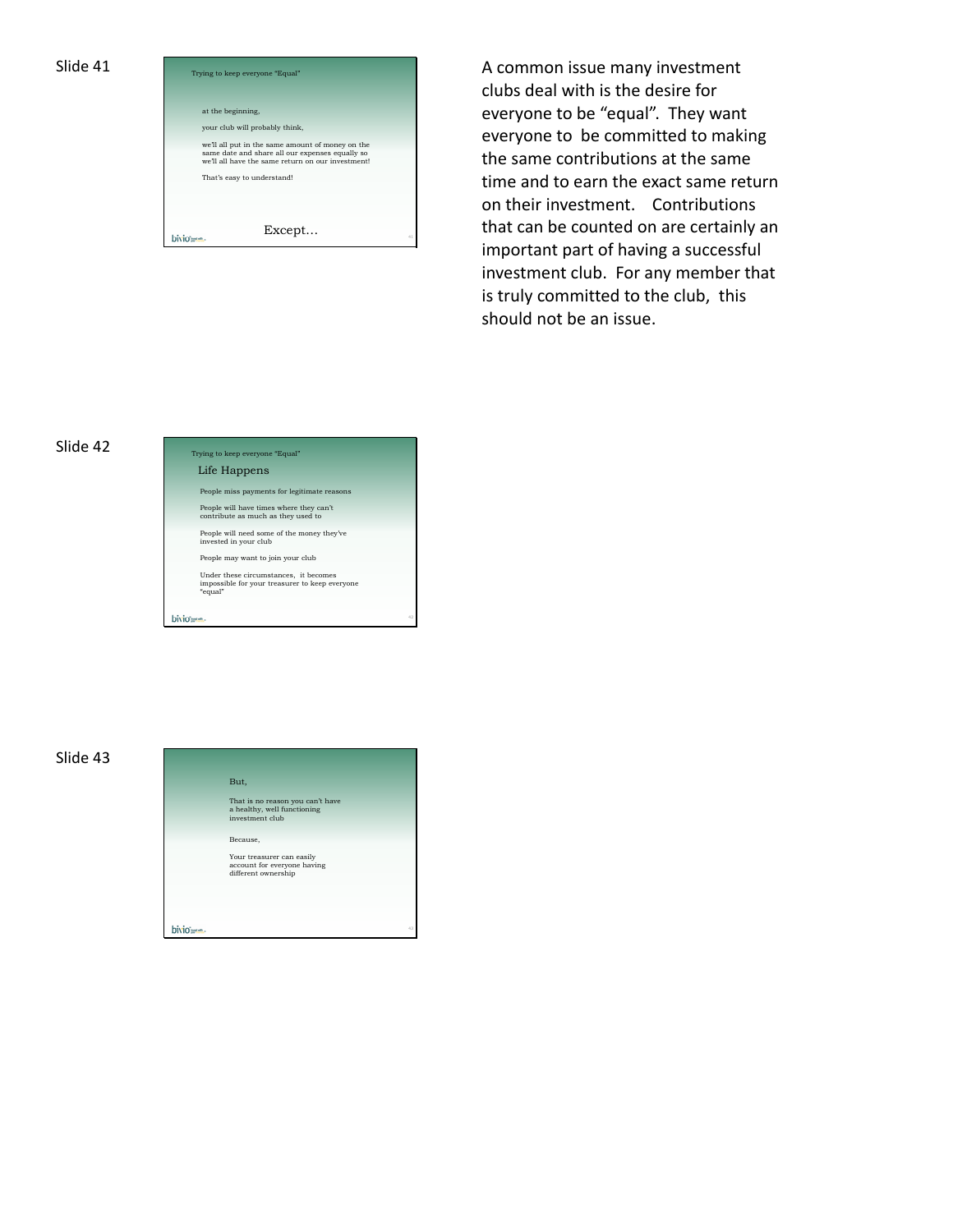## Slide 41

Trying to keep everyone "Equal"

at the beginning,

your club will probably think,

we'll all put in the same amount of money on the same date and share all our expenses equally so we'll all have the same return on our investment!

That's easy to understand!

Except...

A common issue many investment clubs deal with is the desire for everyone to be "equal". They want everyone to be committed to making the same contributions at the same time and to earn the exact same return on their investment. Contributions that can be counted on are certainly an important part of having a successful investment club. For any member that is truly committed to the club, this should not be an issue.

## Slide 42

Trying to keep everyone "Equal"

Life Happens

People miss payments for legitimate reasons

People will have times where they can't contribute as much as they used to

People will need some of the money they've invested in your club

People may want to join your club

Under these circumstances, it becomes impossible for your treasurer to keep everyone "equal"

## Slide 43

But,

That is no reason you can't have a healthy, well functioning investment club

Because,

Your treasurer can easily account for everyone having different ownership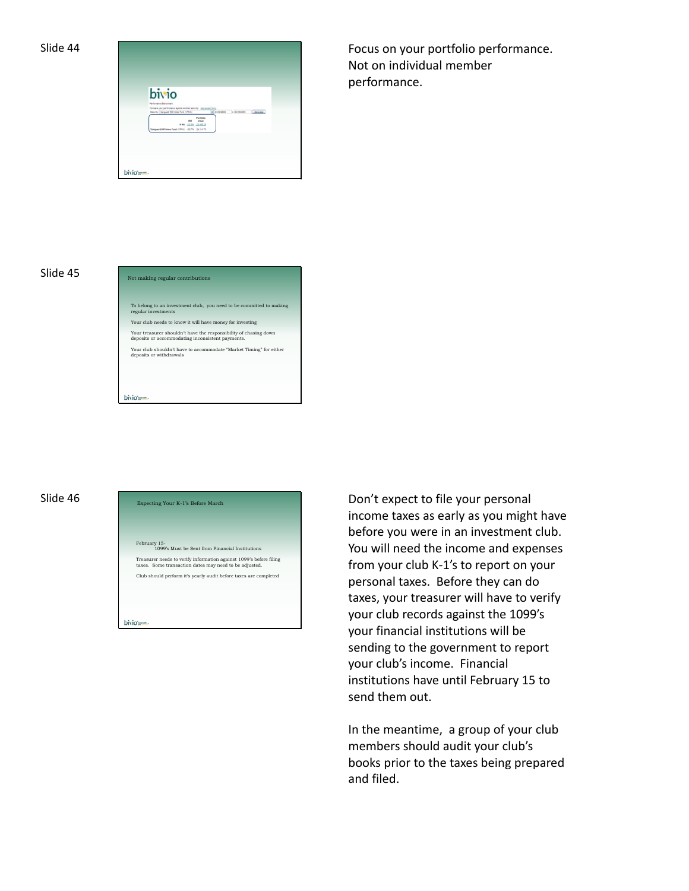Slide 44

Focus on your portfolio performance. Not on individual member performance.

Slide 45

Not making regular contributions

To belong to an investment club, you need to be committed to making regular investments

Your club needs to know it will have money for investing

Your treasurer shouldn't have the responsibility of chasing down deposits or accommodating inconsistent payments.

Your club shouldn't have to accommodate "Market Timing" for either deposits or withdrawals

Slide 46

Expecting Your K-1's Before March

February 15-
1099's Must be Sent from Financial Institutions

Treasurer needs to verify information against 1099's before filing taxes. Some transaction dates may need to be adjusted.

Club should perform it's yearly audit before taxes are completed

Don't expect to file your personal income taxes as early as you might have before you were in an investment club. You will need the income and expenses from your club K-1's to report on your personal taxes. Before they can do taxes, your treasurer will have to verify your club records against the 1099's your financial institutions will be sending to the government to report your club's income. Financial institutions have until February 15 to send them out.

In the meantime, a group of your club members should audit your club's books prior to the taxes being prepared and filed.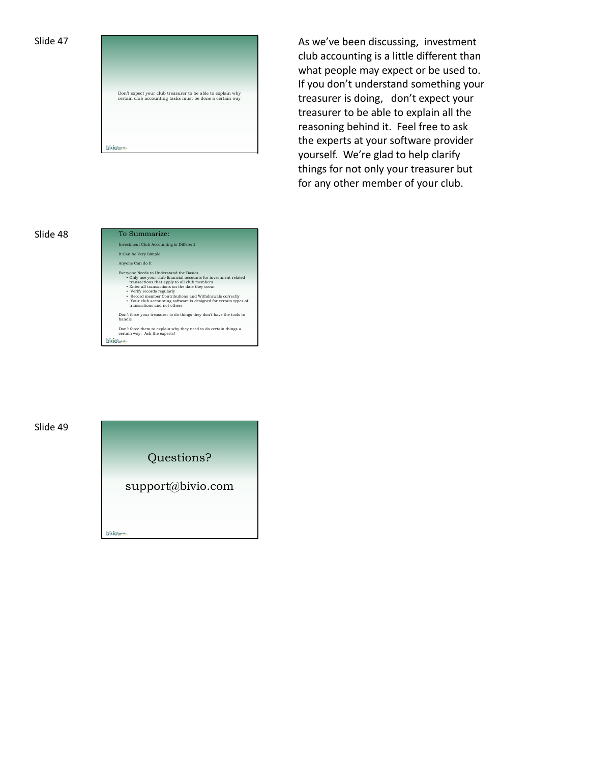Slide 47

Don't expect your club treasurer to be able to explain why certain club accounting tasks must be done a certain way

As we've been discussing, investment club accounting is a little different than what people may expect or be used to. If you don't understand something your treasurer is doing, don't expect your treasurer to be able to explain all the reasoning behind it. Feel free to ask the experts at your software provider yourself. We're glad to help clarify things for not only your treasurer but for any other member of your club.

Slide 48

To Summarize:

Investment Club Accounting is Different

It Can be Very Simple

Anyone Can do It

Everyone Needs to Understand the Basics

- Only use your club financial accounts for investment related transactions that apply to all club members
- Enter all transactions on the date they occur
- Verify records regularly
- Record member Contributions and Withdrawals correctly
- Your club accounting software is designed for certain types of transactions and not others

Don't force your treasurer to do things they don't have the tools to handle

Don't force them to explain why they need to do certain things a certain way. Ask the experts!

Slide 49

Questions?

support@bivio.com